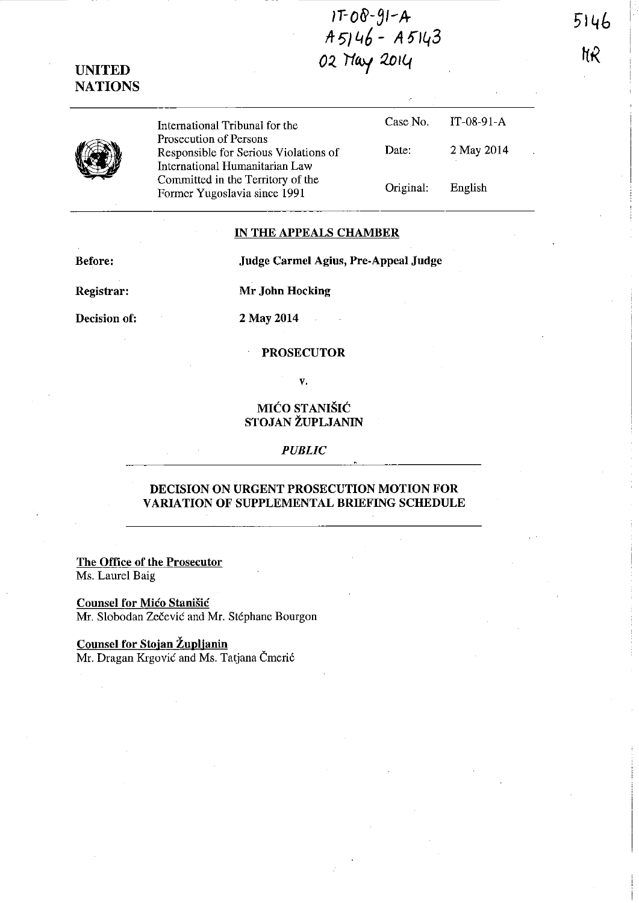IT-08-91-A
A5146 - A5143
02 May 2014

5146
MR

**UNITED NATIONS**

| International Tribunal for the Prosecution of Persons Responsible for Serious Violations of International Humanitarian Law Committed in the Territory of the Former Yugoslavia since 1991 | Case No. | IT-08-91-A |
|---|---|---|
| | Date: | 2 May 2014 |
| | Original: | English |

**IN THE APPEALS CHAMBER**

**Before:** **Judge Carmel Agius, Pre-Appeal Judge**

**Registrar:** **Mr John Hocking**

**Decision of:** **2 May 2014**

**PROSECUTOR**

**v.**

**MIĆO STANIŠIĆ**
**STOJAN ŽUPLJANIN**

*PUBLIC*

**DECISION ON URGENT PROSECUTION MOTION FOR VARIATION OF SUPPLEMENTAL BRIEFING SCHEDULE**

**The Office of the Prosecutor**
Ms. Laurel Baig

**Counsel for Mićo Stanišić**
Mr. Slobodan Zečević and Mr. Stéphane Bourgon

**Counsel for Stojan Župljanin**
Mr. Dragan Krgović and Ms. Tatjana Čmerić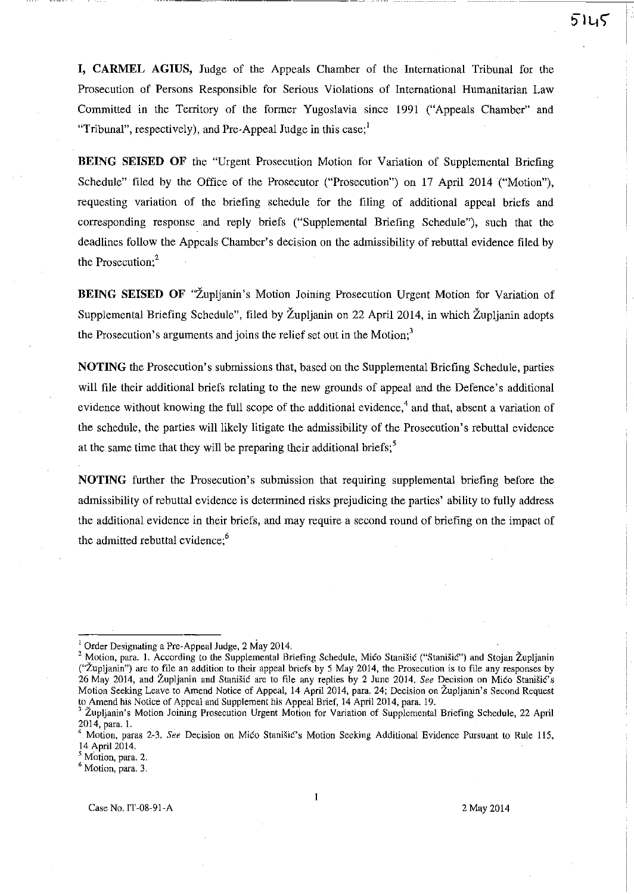**I, CARMEL AGIUS,** Judge of the Appeals Chamber of the International Tribunal for the Prosecution of Persons Responsible for Serious Violations of International Humanitarian Law Committed in the Territory of the former Yugoslavia since 1991 ("Appeals Chamber" and "Tribunal", respectively), and Pre-Appeal Judge in this case;[1]

**BEING SEISED OF** the "Urgent Prosecution Motion for Variation of Supplemental Briefing Schedule" filed by the Office of the Prosecutor ("Prosecution") on 17 April 2014 ("Motion"), requesting variation of the briefing schedule for the filing of additional appeal briefs and corresponding response and reply briefs ("Supplemental Briefing Schedule"), such that the deadlines follow the Appeals Chamber's decision on the admissibility of rebuttal evidence filed by the Prosecution;[2]

**BEING SEISED OF** "Župljanin's Motion Joining Prosecution Urgent Motion for Variation of Supplemental Briefing Schedule", filed by Župljanin on 22 April 2014, in which Župljanin adopts the Prosecution's arguments and joins the relief set out in the Motion;[3]

**NOTING** the Prosecution's submissions that, based on the Supplemental Briefing Schedule, parties will file their additional briefs relating to the new grounds of appeal and the Defence's additional evidence without knowing the full scope of the additional evidence,[4] and that, absent a variation of the schedule, the parties will likely litigate the admissibility of the Prosecution's rebuttal evidence at the same time that they will be preparing their additional briefs;[5]

**NOTING** further the Prosecution's submission that requiring supplemental briefing before the admissibility of rebuttal evidence is determined risks prejudicing the parties' ability to fully address the additional evidence in their briefs, and may require a second round of briefing on the impact of the admitted rebuttal evidence;[6]

---

[1] Order Designating a Pre-Appeal Judge, 2 May 2014.

[2] Motion, para. 1. According to the Supplemental Briefing Schedule, Mićo Stanišić ("Stanišić") and Stojan Župljanin ("Župljanin") are to file an addition to their appeal briefs by 5 May 2014, the Prosecution is to file any responses by 26 May 2014, and Župljanin and Stanišić are to file any replies by 2 June 2014. *See* Decision on Mićo Stanišić's Motion Seeking Leave to Amend Notice of Appeal, 14 April 2014, para. 24; Decision on Župljanin's Second Request to Amend his Notice of Appeal and Supplement his Appeal Brief, 14 April 2014, para. 19.

[3] Župljanin's Motion Joining Prosecution Urgent Motion for Variation of Supplemental Briefing Schedule, 22 April 2014, para. 1.

[4] Motion, paras 2-3. *See* Decision on Mićo Stanišić's Motion Seeking Additional Evidence Pursuant to Rule 115, 14 April 2014.

[5] Motion, para. 2.

[6] Motion, para. 3.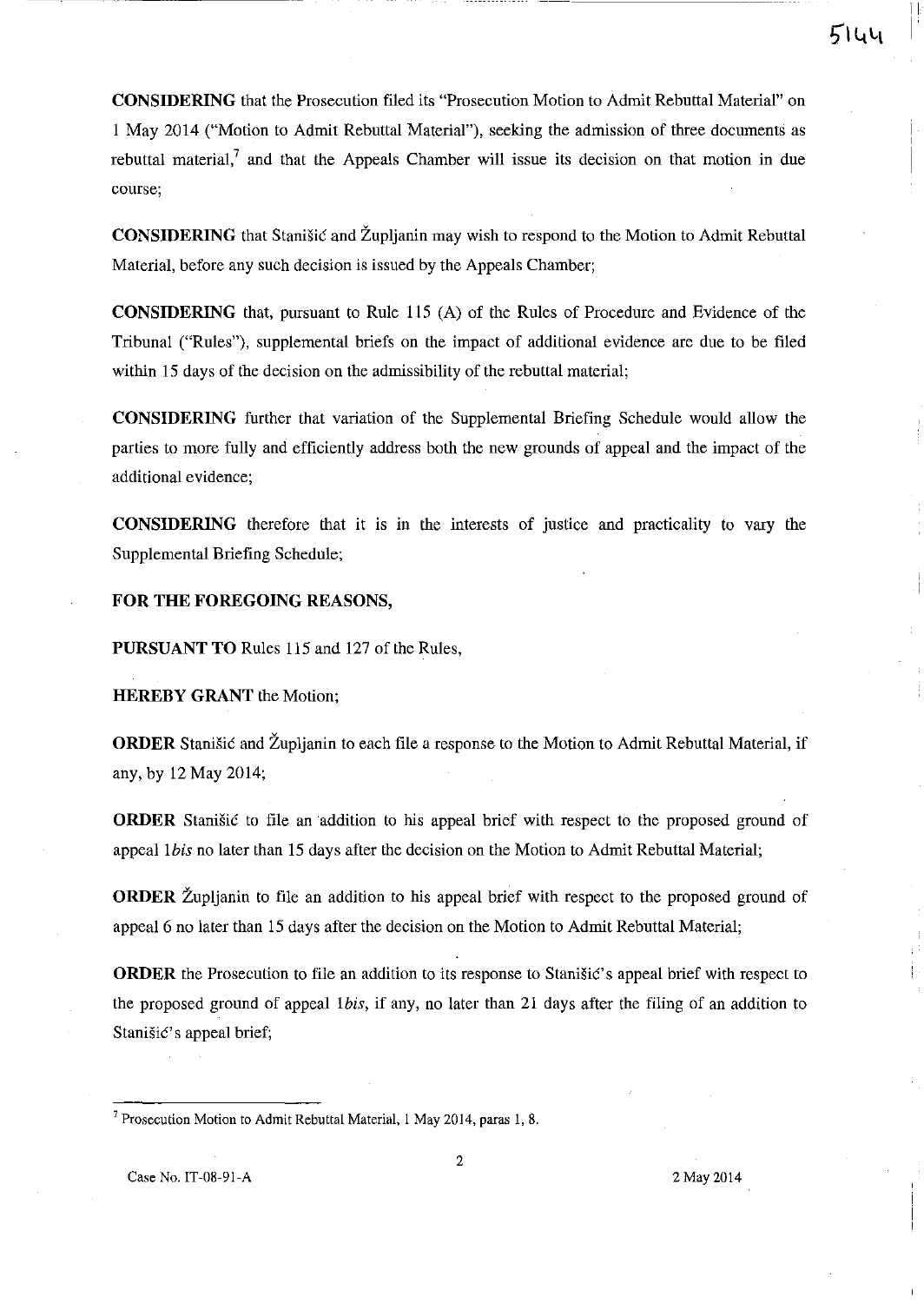**CONSIDERING** that the Prosecution filed its "Prosecution Motion to Admit Rebuttal Material" on 1 May 2014 ("Motion to Admit Rebuttal Material"), seeking the admission of three documents as rebuttal material,[7] and that the Appeals Chamber will issue its decision on that motion in due course;

**CONSIDERING** that Stanišić and Župljanin may wish to respond to the Motion to Admit Rebuttal Material, before any such decision is issued by the Appeals Chamber;

**CONSIDERING** that, pursuant to Rule 115 (A) of the Rules of Procedure and Evidence of the Tribunal ("Rules"), supplemental briefs on the impact of additional evidence are due to be filed within 15 days of the decision on the admissibility of the rebuttal material;

**CONSIDERING** further that variation of the Supplemental Briefing Schedule would allow the parties to more fully and efficiently address both the new grounds of appeal and the impact of the additional evidence;

**CONSIDERING** therefore that it is in the interests of justice and practicality to vary the Supplemental Briefing Schedule;

**FOR THE FOREGOING REASONS,**

**PURSUANT TO** Rules 115 and 127 of the Rules,

**HEREBY GRANT** the Motion;

**ORDER** Stanišić and Župljanin to each file a response to the Motion to Admit Rebuttal Material, if any, by 12 May 2014;

**ORDER** Stanišić to file an addition to his appeal brief with respect to the proposed ground of appeal 1*bis* no later than 15 days after the decision on the Motion to Admit Rebuttal Material;

**ORDER** Župljanin to file an addition to his appeal brief with respect to the proposed ground of appeal 6 no later than 15 days after the decision on the Motion to Admit Rebuttal Material;

**ORDER** the Prosecution to file an addition to its response to Stanišić's appeal brief with respect to the proposed ground of appeal 1*bis*, if any, no later than 21 days after the filing of an addition to Stanišić's appeal brief;

---

[7] Prosecution Motion to Admit Rebuttal Material, 1 May 2014, paras 1, 8.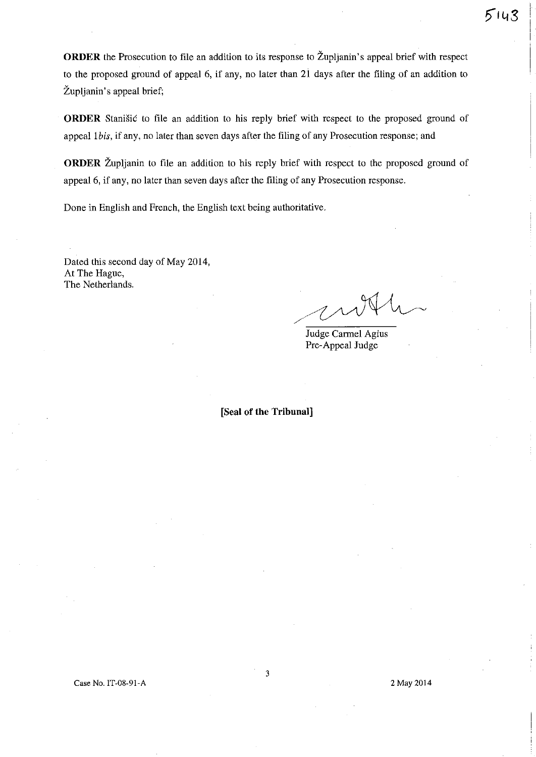**ORDER** the Prosecution to file an addition to its response to Župljanin's appeal brief with respect to the proposed ground of appeal 6, if any, no later than 21 days after the filing of an addition to Župljanin's appeal brief;

**ORDER** Stanišić to file an addition to his reply brief with respect to the proposed ground of appeal 1*bis*, if any, no later than seven days after the filing of any Prosecution response; and

**ORDER** Župljanin to file an addition to his reply brief with respect to the proposed ground of appeal 6, if any, no later than seven days after the filing of any Prosecution response.

Done in English and French, the English text being authoritative.

Dated this second day of May 2014,
At The Hague,
The Netherlands.

Judge Carmel Agius
Pre-Appeal Judge

**[Seal of the Tribunal]**